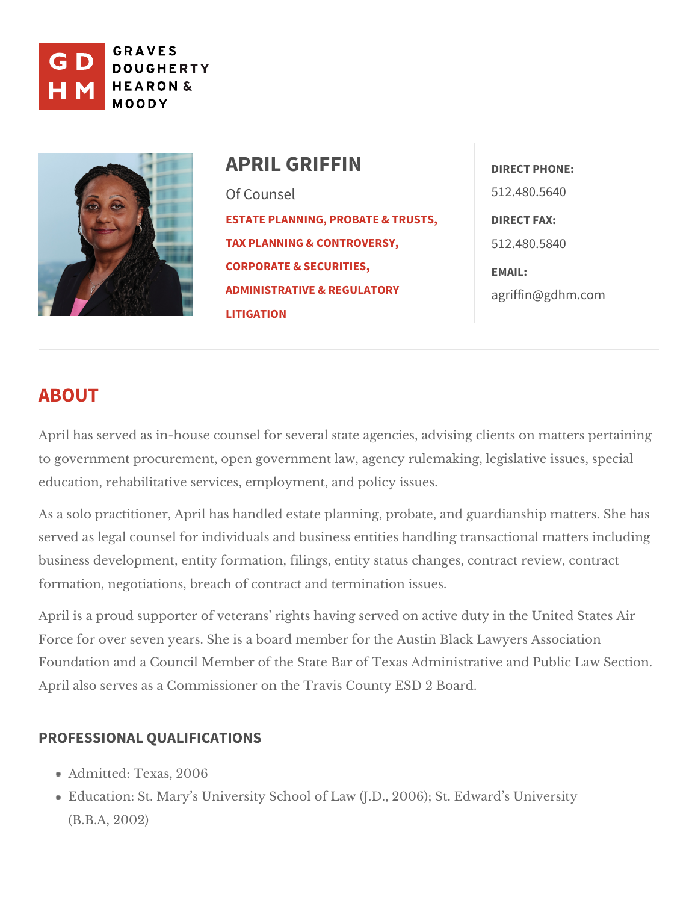GRAVES DOUGHERTY HEARON & MOODY

# APRIL GRIFFIN

Of Counsel

ESTATE PLANNING, PROBATE & TRUSTS, TAX PLANNING & CONTROVERSY, CORPORATE & SECURITIES, ADMINISTRATIVE & REGULATORY LITIGATION

**DIRECT PHONE:**
512.480.5640

**DIRECT FAX:**
512.480.5840

**EMAIL:**
agriffin@gdhm.com

## ABOUT

April has served as in-house counsel for several state agencies, advising clients on matters pertaining to government procurement, open government law, agency rulemaking, legislative issues, special education, rehabilitative services, employment, and policy issues.

As a solo practitioner, April has handled estate planning, probate, and guardianship matters. She has served as legal counsel for individuals and business entities handling transactional matters including business development, entity formation, filings, entity status changes, contract review, contract formation, negotiations, breach of contract and termination issues.

April is a proud supporter of veterans' rights having served on active duty in the United States Air Force for over seven years. She is a board member for the Austin Black Lawyers Association Foundation and a Council Member of the State Bar of Texas Administrative and Public Law Section. April also serves as a Commissioner on the Travis County ESD 2 Board.

### PROFESSIONAL QUALIFICATIONS

- Admitted: Texas, 2006
- Education: St. Mary's University School of Law (J.D., 2006); St. Edward's University (B.B.A, 2002)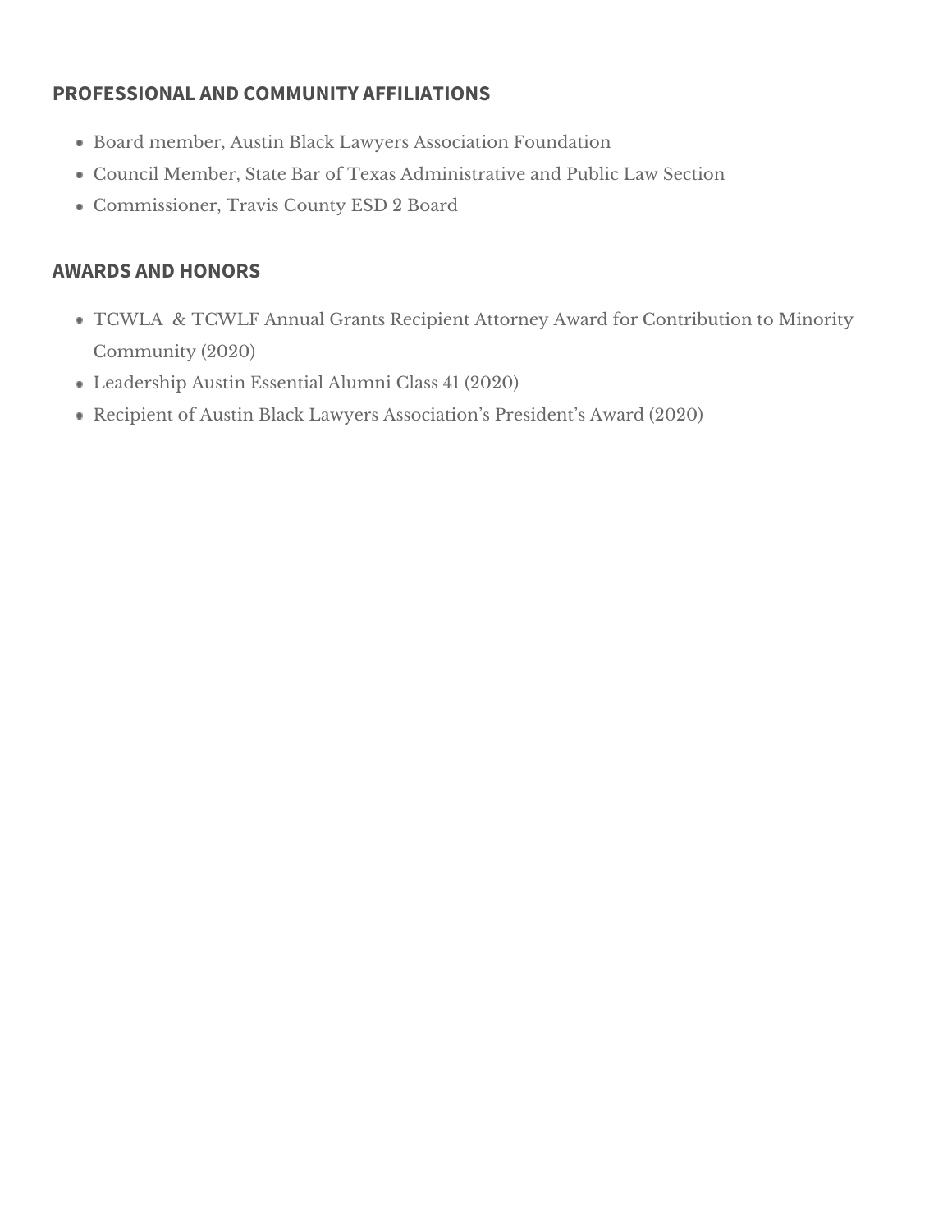## PROFESSIONAL AND COMMUNITY AFFILIATIONS

- Board member, Austin Black Lawyers Association Foundation
- Council Member, State Bar of Texas Administrative and Public Law Section
- Commissioner, Travis County ESD 2 Board

## AWARDS AND HONORS

- TCWLA & TCWLF Annual Grants Recipient Attorney Award for Contribution to Minority Community (2020)
- Leadership Austin Essential Alumni Class 41 (2020)
- Recipient of Austin Black Lawyers Association's President's Award (2020)